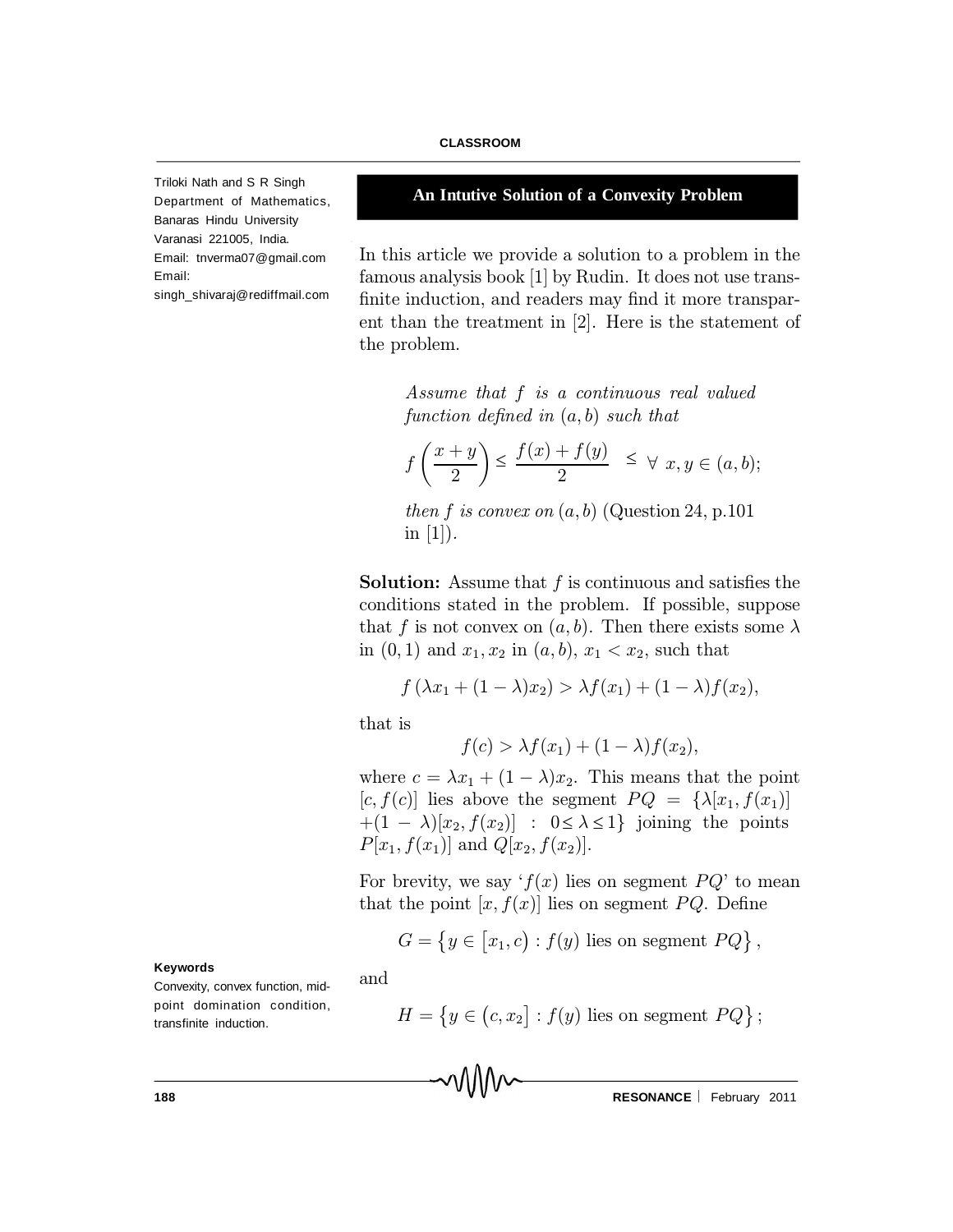Triloki Nath and S R Singh
Department of Mathematics, Banaras Hindu University
Varanasi 221005, India.
Email: tnverma07@gmail.com
Email: singh_shivaraj@rediffmail.com

## An Intutive Solution of a Convexity Problem

In this article we provide a solution to a problem in the famous analysis book [1] by Rudin. It does not use transfinite induction, and readers may find it more transparent than the treatment in [2]. Here is the statement of the problem.

> *Assume that $f$ is a continuous real valued function defined in $(a, b)$ such that*
>
> $$f\left(\frac{x+y}{2}\right) \leq \frac{f(x)+f(y)}{2} \quad \leq \; \forall \; x, y \in (a, b);$$
>
> *then $f$ is convex on $(a, b)$* (Question 24, p.101 in [1]).

**Solution:** Assume that $f$ is continuous and satisfies the conditions stated in the problem. If possible, suppose that $f$ is not convex on $(a, b)$. Then there exists some $\lambda$ in $(0, 1)$ and $x_1, x_2$ in $(a, b)$, $x_1 < x_2$, such that

$$f\left(\lambda x_1 + (1-\lambda)x_2\right) > \lambda f(x_1) + (1-\lambda)f(x_2),$$

that is

$$f(c) > \lambda f(x_1) + (1-\lambda)f(x_2),$$

where $c = \lambda x_1 + (1-\lambda)x_2$. This means that the point $[c, f(c)]$ lies above the segment $PQ = \{\lambda[x_1, f(x_1)] + (1-\lambda)[x_2, f(x_2)] \; : \; 0 \leq \lambda \leq 1\}$ joining the points $P[x_1, f(x_1)]$ and $Q[x_2, f(x_2)]$.

For brevity, we say '$f(x)$ lies on segment $PQ$' to mean that the point $[x, f(x)]$ lies on segment $PQ$. Define

$$G = \left\{y \in \left[x_1, c\right) : f(y) \text{ lies on segment } PQ\right\},$$

and

$$H = \left\{y \in \left(c, x_2\right] : f(y) \text{ lies on segment } PQ\right\};$$

**Keywords**

Convexity, convex function, midpoint domination condition, transfinite induction.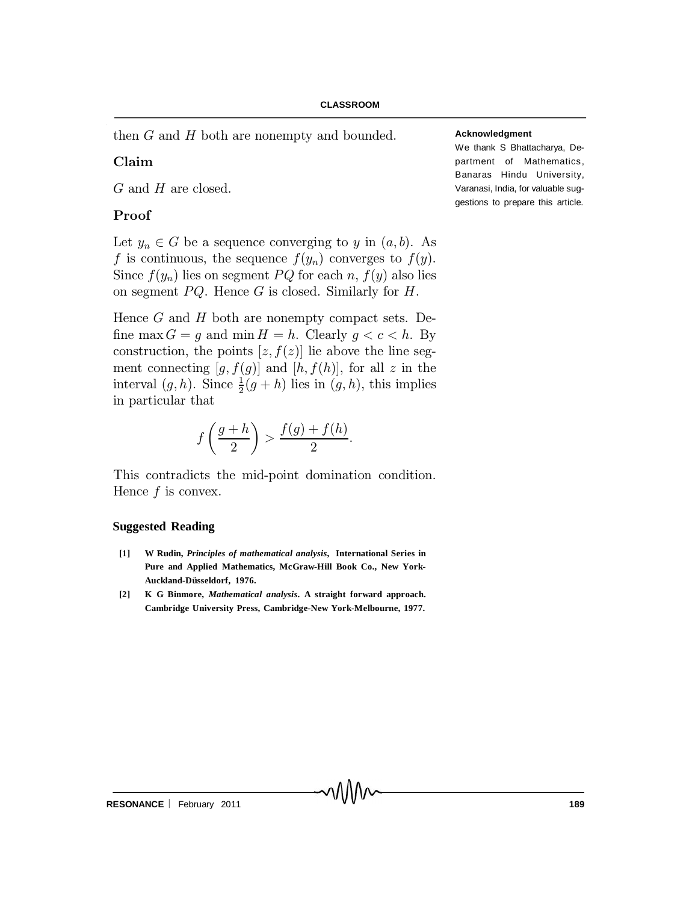then $G$ and $H$ both are nonempty and bounded.

### Claim

$G$ and $H$ are closed.

### Proof

Let $y_n \in G$ be a sequence converging to $y$ in $(a, b)$. As $f$ is continuous, the sequence $f(y_n)$ converges to $f(y)$. Since $f(y_n)$ lies on segment $PQ$ for each $n$, $f(y)$ also lies on segment $PQ$. Hence $G$ is closed. Similarly for $H$.

Hence $G$ and $H$ both are nonempty compact sets. Define $\max G = g$ and $\min H = h$. Clearly $g < c < h$. By construction, the points $[z, f(z)]$ lie above the line segment connecting $[g, f(g)]$ and $[h, f(h)]$, for all $z$ in the interval $(g, h)$. Since $\frac{1}{2}(g + h)$ lies in $(g, h)$, this implies in particular that

$$f\left(\frac{g+h}{2}\right) > \frac{f(g) + f(h)}{2}.$$

This contradicts the mid-point domination condition. Hence $f$ is convex.

**Acknowledgment**

We thank S Bhattacharya, Department of Mathematics, Banaras Hindu University, Varanasi, India, for valuable suggestions to prepare this article.

## Suggested Reading

[1] W Rudin, *Principles of mathematical analysis*, International Series in Pure and Applied Mathematics, McGraw-Hill Book Co., New York-Auckland-Düsseldorf, 1976.

[2] K G Binmore, *Mathematical analysis*. A straight forward approach. Cambridge University Press, Cambridge-New York-Melbourne, 1977.